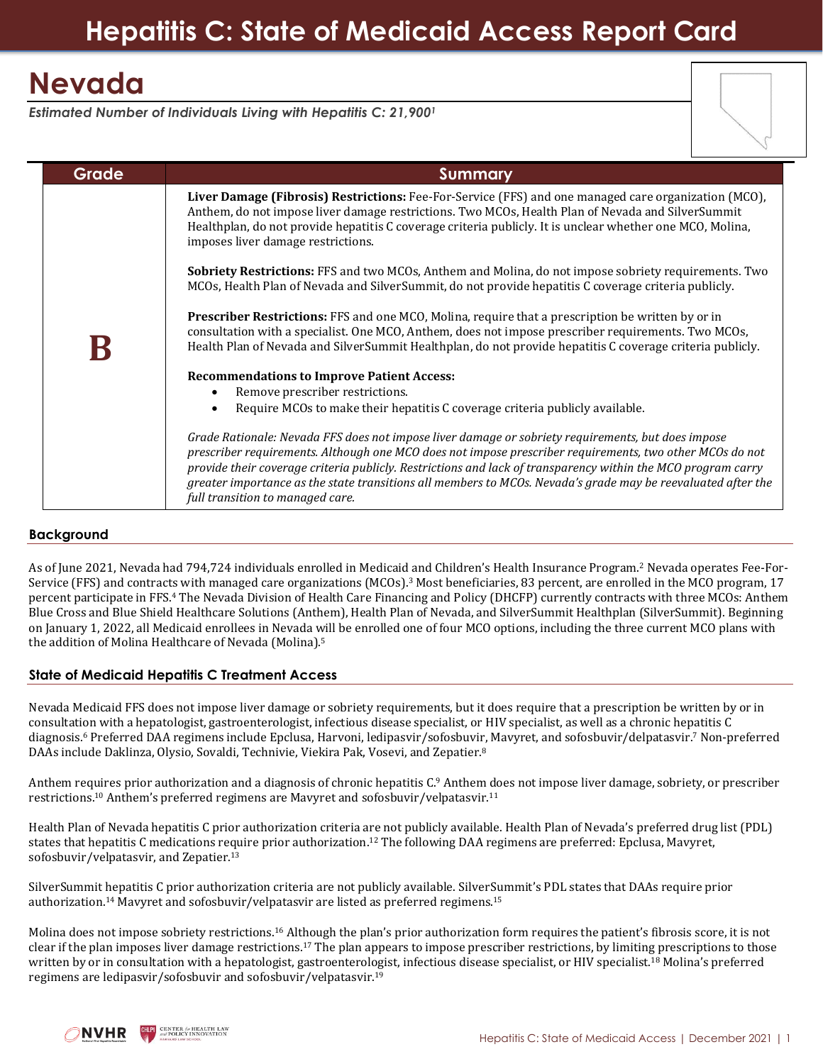# Hepatitis C: State of Medicaid Access Report Card

## Nevada

*Estimated Number of Individuals Living with Hepatitis C: 21,900[1]*

| Grade | Summary |
| --- | --- |
| **B** | **Liver Damage (Fibrosis) Restrictions:** Fee-For-Service (FFS) and one managed care organization (MCO), Anthem, do not impose liver damage restrictions. Two MCOs, Health Plan of Nevada and SilverSummit Healthplan, do not provide hepatitis C coverage criteria publicly. It is unclear whether one MCO, Molina, imposes liver damage restrictions.<br><br>**Sobriety Restrictions:** FFS and two MCOs, Anthem and Molina, do not impose sobriety requirements. Two MCOs, Health Plan of Nevada and SilverSummit, do not provide hepatitis C coverage criteria publicly.<br><br>**Prescriber Restrictions:** FFS and one MCO, Molina, require that a prescription be written by or in consultation with a specialist. One MCO, Anthem, does not impose prescriber requirements. Two MCOs, Health Plan of Nevada and SilverSummit Healthplan, do not provide hepatitis C coverage criteria publicly.<br><br>**Recommendations to Improve Patient Access:**<br>• Remove prescriber restrictions.<br>• Require MCOs to make their hepatitis C coverage criteria publicly available.<br><br>*Grade Rationale: Nevada FFS does not impose liver damage or sobriety requirements, but does impose prescriber requirements. Although one MCO does not impose prescriber requirements, two other MCOs do not provide their coverage criteria publicly. Restrictions and lack of transparency within the MCO program carry greater importance as the state transitions all members to MCOs. Nevada's grade may be reevaluated after the full transition to managed care.* |

### Background

As of June 2021, Nevada had 794,724 individuals enrolled in Medicaid and Children's Health Insurance Program.[2] Nevada operates Fee-For-Service (FFS) and contracts with managed care organizations (MCOs).[3] Most beneficiaries, 83 percent, are enrolled in the MCO program, 17 percent participate in FFS.[4] The Nevada Division of Health Care Financing and Policy (DHCFP) currently contracts with three MCOs: Anthem Blue Cross and Blue Shield Healthcare Solutions (Anthem), Health Plan of Nevada, and SilverSummit Healthplan (SilverSummit). Beginning on January 1, 2022, all Medicaid enrollees in Nevada will be enrolled one of four MCO options, including the three current MCO plans with the addition of Molina Healthcare of Nevada (Molina).[5]

### State of Medicaid Hepatitis C Treatment Access

Nevada Medicaid FFS does not impose liver damage or sobriety requirements, but it does require that a prescription be written by or in consultation with a hepatologist, gastroenterologist, infectious disease specialist, or HIV specialist, as well as a chronic hepatitis C diagnosis.[6] Preferred DAA regimens include Epclusa, Harvoni, ledipasvir/sofosbuvir, Mavyret, and sofosbuvir/delpatasvir.[7] Non-preferred DAAs include Daklinza, Olysio, Sovaldi, Technivie, Viekira Pak, Vosevi, and Zepatier.[8]

Anthem requires prior authorization and a diagnosis of chronic hepatitis C.[9] Anthem does not impose liver damage, sobriety, or prescriber restrictions.[10] Anthem's preferred regimens are Mavyret and sofosbuvir/velpatasvir.[11]

Health Plan of Nevada hepatitis C prior authorization criteria are not publicly available. Health Plan of Nevada's preferred drug list (PDL) states that hepatitis C medications require prior authorization.[12] The following DAA regimens are preferred: Epclusa, Mavyret, sofosbuvir/velpatasvir, and Zepatier.[13]

SilverSummit hepatitis C prior authorization criteria are not publicly available. SilverSummit's PDL states that DAAs require prior authorization.[14] Mavyret and sofosbuvir/velpatasvir are listed as preferred regimens.[15]

Molina does not impose sobriety restrictions.[16] Although the plan's prior authorization form requires the patient's fibrosis score, it is not clear if the plan imposes liver damage restrictions.[17] The plan appears to impose prescriber restrictions, by limiting prescriptions to those written by or in consultation with a hepatologist, gastroenterologist, infectious disease specialist, or HIV specialist.[18] Molina's preferred regimens are ledipasvir/sofosbuvir and sofosbuvir/velpatasvir.[19]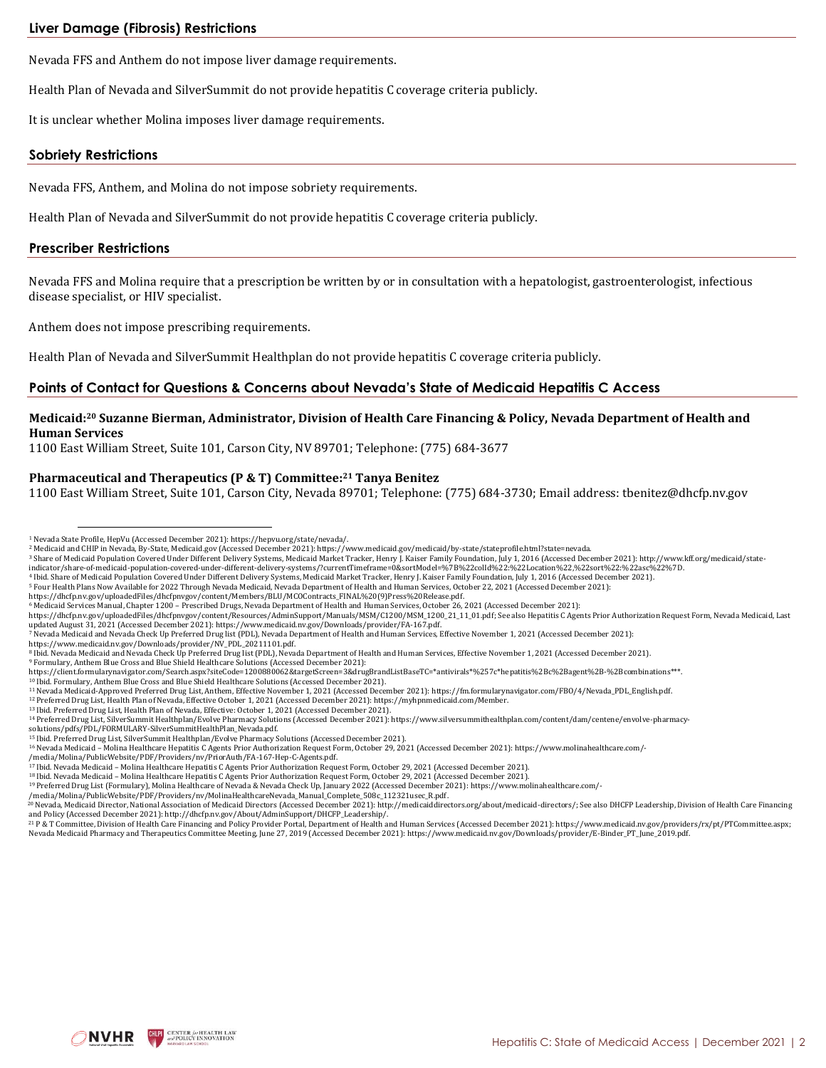## Liver Damage (Fibrosis) Restrictions

Nevada FFS and Anthem do not impose liver damage requirements.

Health Plan of Nevada and SilverSummit do not provide hepatitis C coverage criteria publicly.

It is unclear whether Molina imposes liver damage requirements.

## Sobriety Restrictions

Nevada FFS, Anthem, and Molina do not impose sobriety requirements.

Health Plan of Nevada and SilverSummit do not provide hepatitis C coverage criteria publicly.

## Prescriber Restrictions

Nevada FFS and Molina require that a prescription be written by or in consultation with a hepatologist, gastroenterologist, infectious disease specialist, or HIV specialist.

Anthem does not impose prescribing requirements.

Health Plan of Nevada and SilverSummit Healthplan do not provide hepatitis C coverage criteria publicly.

## Points of Contact for Questions & Concerns about Nevada's State of Medicaid Hepatitis C Access

**Medicaid:[20] Suzanne Bierman, Administrator, Division of Health Care Financing & Policy, Nevada Department of Health and Human Services**
1100 East William Street, Suite 101, Carson City, NV 89701; Telephone: (775) 684-3677

**Pharmaceutical and Therapeutics (P & T) Committee:[21] Tanya Benitez**
1100 East William Street, Suite 101, Carson City, Nevada 89701; Telephone: (775) 684-3730; Email address: tbenitez@dhcfp.nv.gov

---

[1] Nevada State Profile, HepVu (Accessed December 2021): https://hepvu.org/state/nevada/.
[2] Medicaid and CHIP in Nevada, By-State, Medicaid.gov (Accessed December 2021): https://www.medicaid.gov/medicaid/by-state/stateprofile.html?state=nevada.
[3] Share of Medicaid Population Covered Under Different Delivery Systems, Medicaid Market Tracker, Henry J. Kaiser Family Foundation, July 1, 2016 (Accessed December 2021): http://www.kff.org/medicaid/state-indicator/share-of-medicaid-population-covered-under-different-delivery-systems/?currentTimeframe=0&sortModel=%7B%22colId%22:%22Location%22,%22sort%22:%22asc%22%7D.
[4] Ibid. Share of Medicaid Population Covered Under Different Delivery Systems, Medicaid Market Tracker, Henry J. Kaiser Family Foundation, July 1, 2016 (Accessed December 2021).
[5] Four Health Plans Now Available for 2022 Through Nevada Medicaid, Nevada Department of Health and Human Services, October 22, 2021 (Accessed December 2021): https://dhcfp.nv.gov/uploadedFiles/dhcfpnvgov/content/Members/BLU/MCOContracts_FINAL%20(9)Press%20Release.pdf.
[6] Medicaid Services Manual, Chapter 1200 – Prescribed Drugs, Nevada Department of Health and Human Services, October 26, 2021 (Accessed December 2021): https://dhcfp.nv.gov/uploadedFiles/dhcfpnvgov/content/Resources/AdminSupport/Manuals/MSM/C1200/MSM_1200_21_11_01.pdf; See also Hepatitis C Agents Prior Authorization Request Form, Nevada Medicaid, Last updated August 31, 2021 (Accessed December 2021): https://www.medicaid.nv.gov/Downloads/provider/FA-167.pdf.
[7] Nevada Medicaid and Nevada Check Up Preferred Drug list (PDL), Nevada Department of Health and Human Services, Effective November 1, 2021 (Accessed December 2021): https://www.medicaid.nv.gov/Downloads/provider/NV_PDL_20211101.pdf.
[8] Ibid. Nevada Medicaid and Nevada Check Up Preferred Drug list (PDL), Nevada Department of Health and Human Services, Effective November 1, 2021 (Accessed December 2021).
[9] Formulary, Anthem Blue Cross and Blue Shield Healthcare Solutions (Accessed December 2021): https://client.formularynavigator.com/Search.aspx?siteCode=1200880062&targetScreen=3&drugBrandListBaseTC=*antivirals*%257c*hepatitis%2Bc%2Bagent%2B-%2Bcombinations***.
[10] Ibid. Formulary, Anthem Blue Cross and Blue Shield Healthcare Solutions (Accessed December 2021).
[11] Nevada Medicaid-Approved Preferred Drug List, Anthem, Effective November 1, 2021 (Accessed December 2021): https://fm.formularynavigator.com/FBO/4/Nevada_PDL_English.pdf.
[12] Preferred Drug List, Health Plan of Nevada, Effective October 1, 2021 (Accessed December 2021): https://myhpnmedicaid.com/Member.
[13] Ibid. Preferred Drug List, Health Plan of Nevada, Effective: October 1, 2021 (Accessed December 2021).
[14] Preferred Drug List, SilverSummit Healthplan/Evolve Pharmacy Solutions (Accessed December 2021): https://www.silversummithealthplan.com/content/dam/centene/envolve-pharmacy-solutions/pdfs/PDL/FORMULARY-SilverSummitHealthPlan_Nevada.pdf.
[15] Ibid. Preferred Drug List, SilverSummit Healthplan/Evolve Pharmacy Solutions (Accessed December 2021).
[16] Nevada Medicaid – Molina Healthcare Hepatitis C Agents Prior Authorization Request Form, October 29, 2021 (Accessed December 2021): https://www.molinahealthcare.com/-/media/Molina/PublicWebsite/PDF/Providers/nv/PriorAuth/FA-167-Hep-C-Agents.pdf.
[17] Ibid. Nevada Medicaid – Molina Healthcare Hepatitis C Agents Prior Authorization Request Form, October 29, 2021 (Accessed December 2021).
[18] Ibid. Nevada Medicaid – Molina Healthcare Hepatitis C Agents Prior Authorization Request Form, October 29, 2021 (Accessed December 2021).
[19] Preferred Drug List (Formulary), Molina Healthcare of Nevada & Nevada Check Up, January 2022 (Accessed December 2021): https://www.molinahealthcare.com/-/media/Molina/PublicWebsite/PDF/Providers/nv/MolinaHealthcareNevada_Manual_Complete_508c_112321usec_R.pdf.
[20] Nevada, Medicaid Director, National Association of Medicaid Directors (Accessed December 2021): http://medicaiddirectors.org/about/medicaid-directors/; See also DHCFP Leadership, Division of Health Care Financing and Policy (Accessed December 2021): http://dhcfp.nv.gov/About/AdminSupport/DHCFP_Leadership/.
[21] P & T Committee, Division of Health Care Financing and Policy Provider Portal, Department of Health and Human Services (Accessed December 2021): https://www.medicaid.nv.gov/providers/rx/pt/PTCommittee.aspx; Nevada Medicaid Pharmacy and Therapeutics Committee Meeting, June 27, 2019 (Accessed December 2021): https://www.medicaid.nv.gov/Downloads/provider/E-Binder_PT_June_2019.pdf.